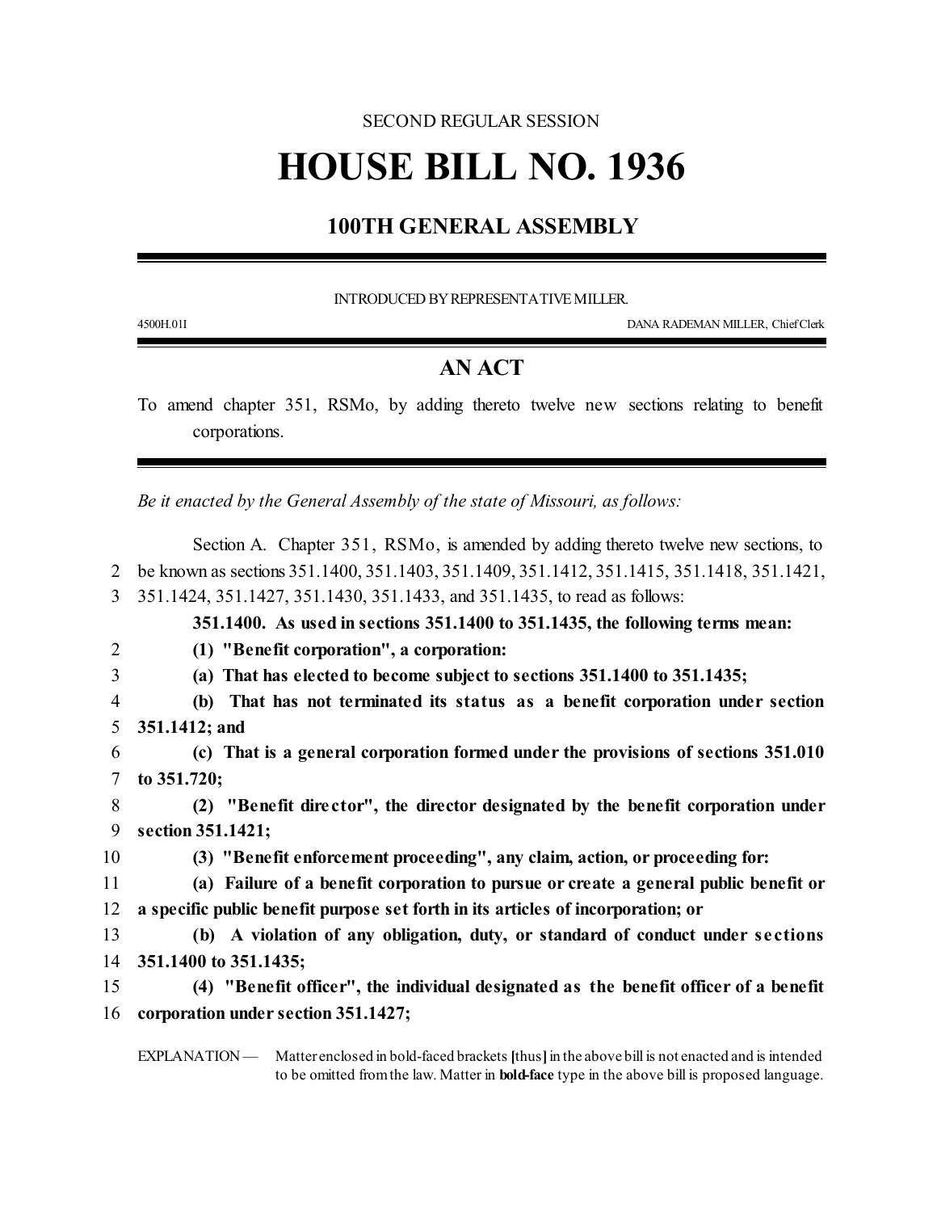SECOND REGULAR SESSION

# HOUSE BILL NO. 1936

## 100TH GENERAL ASSEMBLY

INTRODUCED BY REPRESENTATIVE MILLER.

4500H.01I DANA RADEMAN MILLER, Chief Clerk

## AN ACT

To amend chapter 351, RSMo, by adding thereto twelve new sections relating to benefit corporations.

*Be it enacted by the General Assembly of the state of Missouri, as follows:*

Section A. Chapter 351, RSMo, is amended by adding thereto twelve new sections, to be known as sections 351.1400, 351.1403, 351.1409, 351.1412, 351.1415, 351.1418, 351.1421, 351.1424, 351.1427, 351.1430, 351.1433, and 351.1435, to read as follows:

**351.1400. As used in sections 351.1400 to 351.1435, the following terms mean:**

**(1) "Benefit corporation", a corporation:**

**(a) That has elected to become subject to sections 351.1400 to 351.1435;**

**(b) That has not terminated its status as a benefit corporation under section 351.1412; and**

**(c) That is a general corporation formed under the provisions of sections 351.010 to 351.720;**

**(2) "Benefit director", the director designated by the benefit corporation under section 351.1421;**

**(3) "Benefit enforcement proceeding", any claim, action, or proceeding for:**

**(a) Failure of a benefit corporation to pursue or create a general public benefit or a specific public benefit purpose set forth in its articles of incorporation; or**

**(b) A violation of any obligation, duty, or standard of conduct under sections 351.1400 to 351.1435;**

**(4) "Benefit officer", the individual designated as the benefit officer of a benefit corporation under section 351.1427;**

EXPLANATION — Matter enclosed in bold-faced brackets **[**thus**]** in the above bill is not enacted and is intended to be omitted from the law. Matter in **bold-face** type in the above bill is proposed language.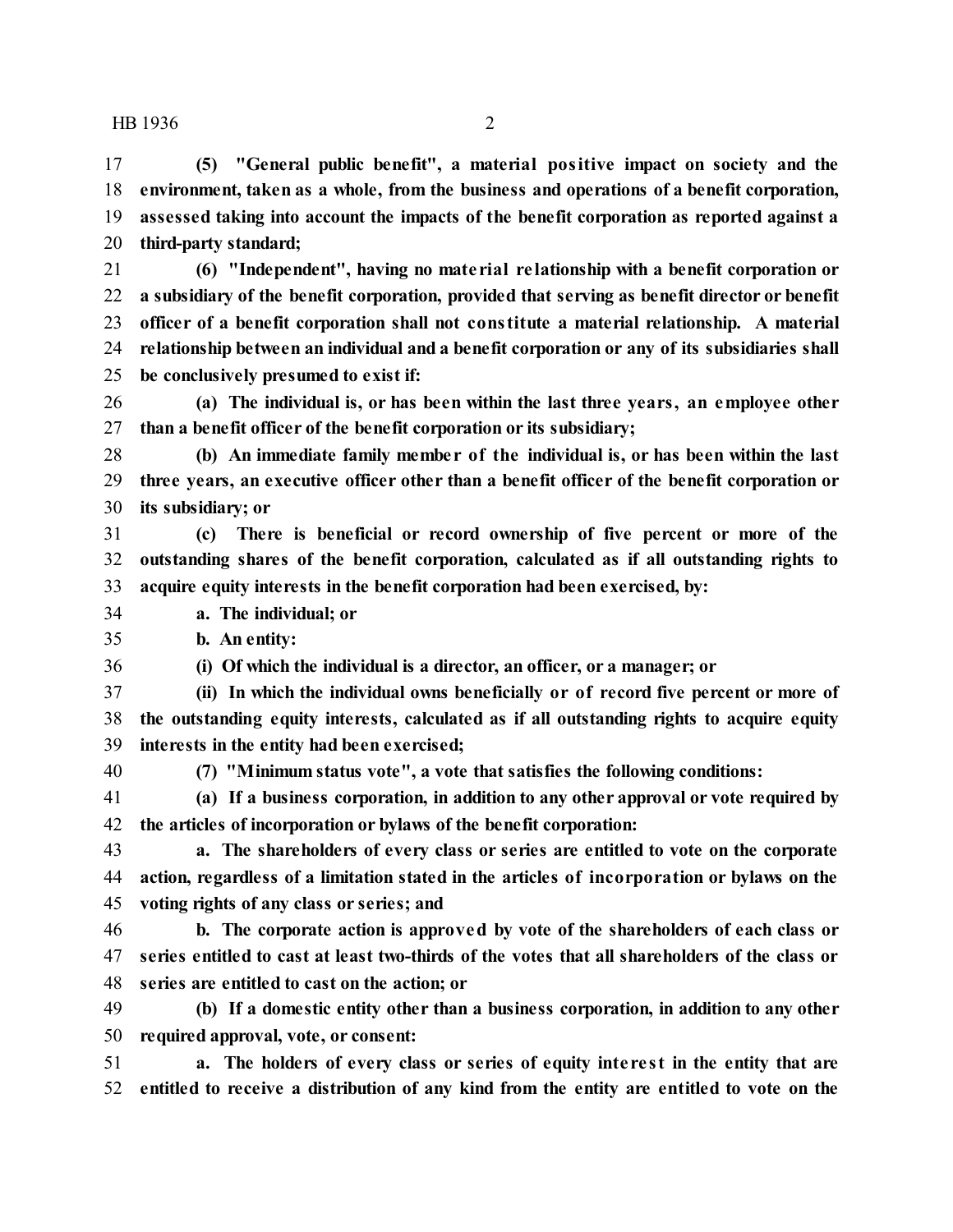**(5) "General public benefit", a material positive impact on society and the environment, taken as a whole, from the business and operations of a benefit corporation, assessed taking into account the impacts of the benefit corporation as reported against a third-party standard;**

**(6) "Independent", having no material relationship with a benefit corporation or a subsidiary of the benefit corporation, provided that serving as benefit director or benefit officer of a benefit corporation shall not constitute a material relationship. A material relationship between an individual and a benefit corporation or any of its subsidiaries shall be conclusively presumed to exist if:**

**(a) The individual is, or has been within the last three years, an employee other than a benefit officer of the benefit corporation or its subsidiary;**

**(b) An immediate family member of the individual is, or has been within the last three years, an executive officer other than a benefit officer of the benefit corporation or its subsidiary; or**

**(c) There is beneficial or record ownership of five percent or more of the outstanding shares of the benefit corporation, calculated as if all outstanding rights to acquire equity interests in the benefit corporation had been exercised, by:**

**a. The individual; or**

**b. An entity:**

**(i) Of which the individual is a director, an officer, or a manager; or**

**(ii) In which the individual owns beneficially or of record five percent or more of the outstanding equity interests, calculated as if all outstanding rights to acquire equity interests in the entity had been exercised;**

**(7) "Minimum status vote", a vote that satisfies the following conditions:**

**(a) If a business corporation, in addition to any other approval or vote required by the articles of incorporation or bylaws of the benefit corporation:**

**a. The shareholders of every class or series are entitled to vote on the corporate action, regardless of a limitation stated in the articles of incorporation or bylaws on the voting rights of any class or series; and**

**b. The corporate action is approved by vote of the shareholders of each class or series entitled to cast at least two-thirds of the votes that all shareholders of the class or series are entitled to cast on the action; or**

**(b) If a domestic entity other than a business corporation, in addition to any other required approval, vote, or consent:**

**a. The holders of every class or series of equity interest in the entity that are entitled to receive a distribution of any kind from the entity are entitled to vote on the**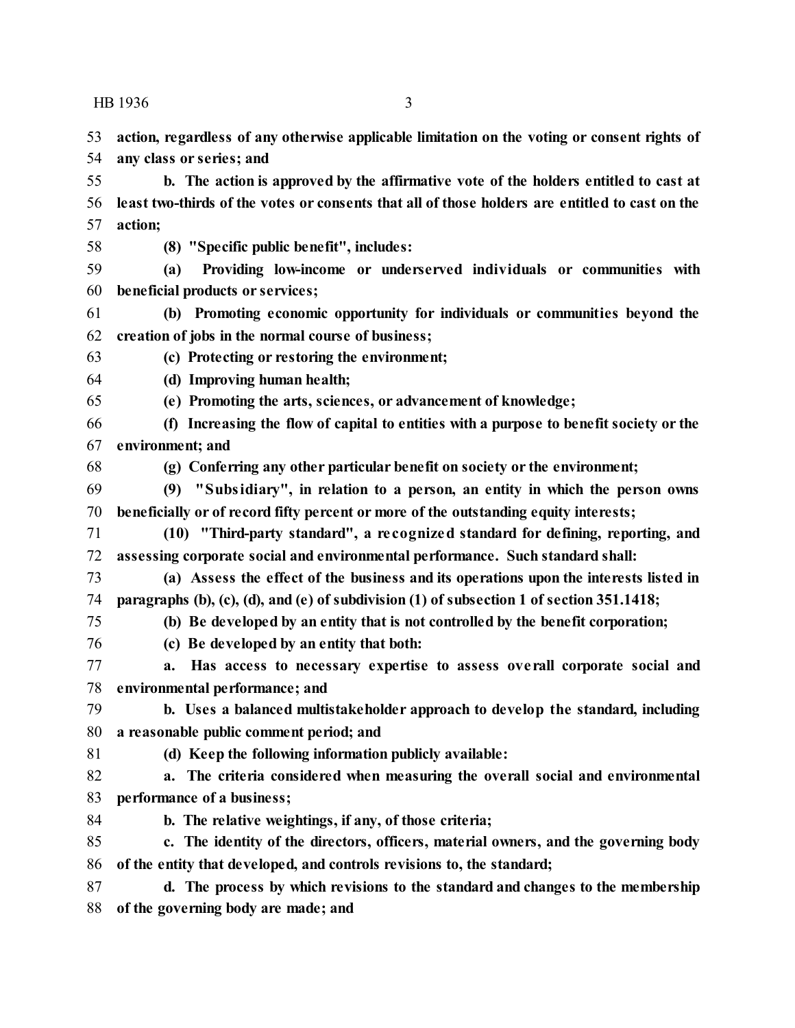**action, regardless of any otherwise applicable limitation on the voting or consent rights of any class or series; and**

**b. The action is approved by the affirmative vote of the holders entitled to cast at least two-thirds of the votes or consents that all of those holders are entitled to cast on the action;**

**(8) "Specific public benefit", includes:**

**(a) Providing low-income or underserved individuals or communities with beneficial products or services;**

**(b) Promoting economic opportunity for individuals or communities beyond the creation of jobs in the normal course of business;**

**(c) Protecting or restoring the environment;**

**(d) Improving human health;**

**(e) Promoting the arts, sciences, or advancement of knowledge;**

**(f) Increasing the flow of capital to entities with a purpose to benefit society or the environment; and**

**(g) Conferring any other particular benefit on society or the environment;**

**(9) "Subsidiary", in relation to a person, an entity in which the person owns beneficially or of record fifty percent or more of the outstanding equity interests;**

**(10) "Third-party standard", a recognized standard for defining, reporting, and assessing corporate social and environmental performance. Such standard shall:**

**(a) Assess the effect of the business and its operations upon the interests listed in paragraphs (b), (c), (d), and (e) of subdivision (1) of subsection 1 of section 351.1418;**

**(b) Be developed by an entity that is not controlled by the benefit corporation;**

**(c) Be developed by an entity that both:**

**a. Has access to necessary expertise to assess overall corporate social and environmental performance; and**

**b. Uses a balanced multistakeholder approach to develop the standard, including a reasonable public comment period; and**

**(d) Keep the following information publicly available:**

**a. The criteria considered when measuring the overall social and environmental performance of a business;**

**b. The relative weightings, if any, of those criteria;**

**c. The identity of the directors, officers, material owners, and the governing body of the entity that developed, and controls revisions to, the standard;**

**d. The process by which revisions to the standard and changes to the membership of the governing body are made; and**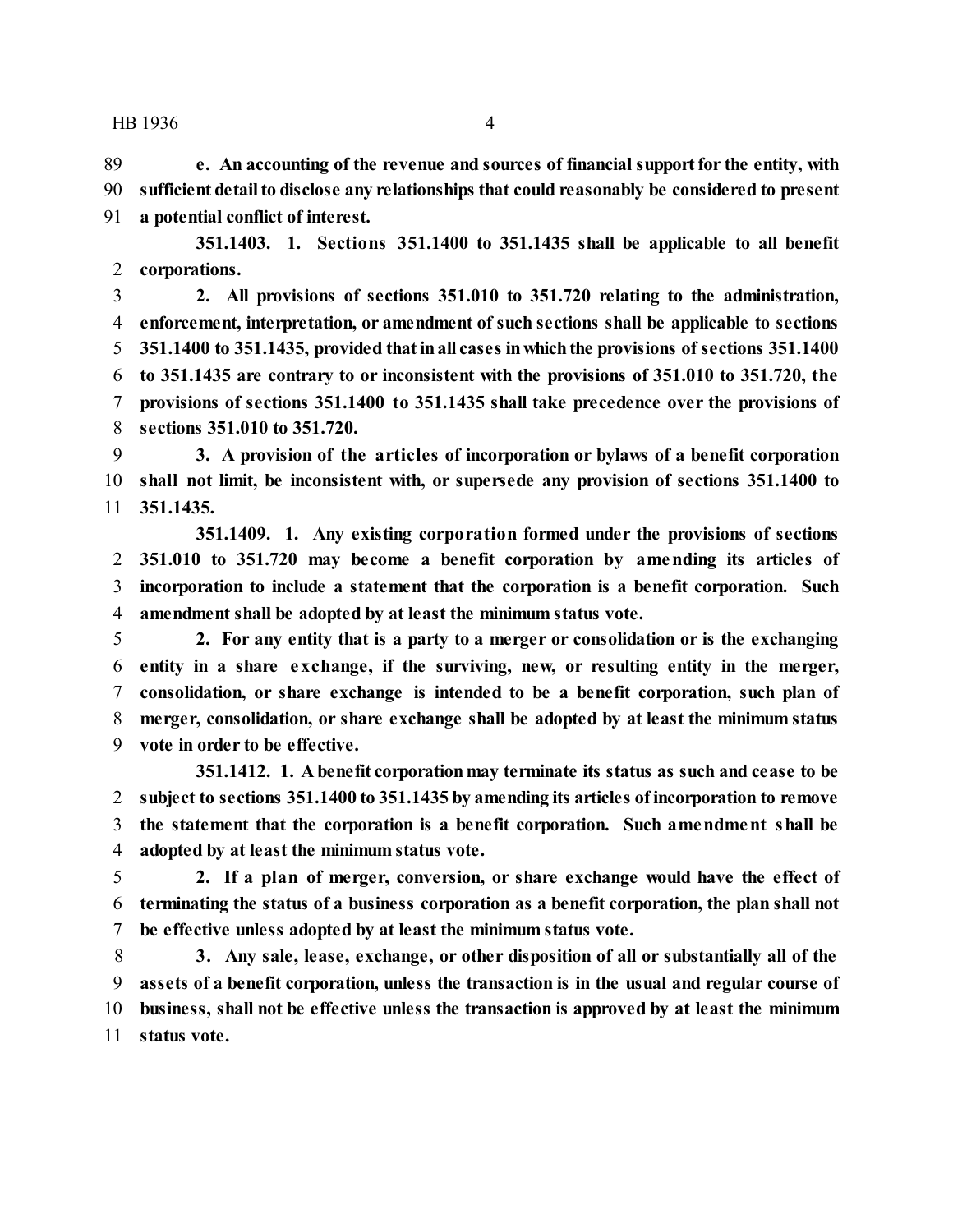**e. An accounting of the revenue and sources of financial support for the entity, with sufficient detail to disclose any relationships that could reasonably be considered to present a potential conflict of interest.**

**351.1403. 1. Sections 351.1400 to 351.1435 shall be applicable to all benefit corporations.**

**2. All provisions of sections 351.010 to 351.720 relating to the administration, enforcement, interpretation, or amendment of such sections shall be applicable to sections 351.1400 to 351.1435, provided that in all cases in which the provisions of sections 351.1400 to 351.1435 are contrary to or inconsistent with the provisions of 351.010 to 351.720, the provisions of sections 351.1400 to 351.1435 shall take precedence over the provisions of sections 351.010 to 351.720.**

**3. A provision of the articles of incorporation or bylaws of a benefit corporation shall not limit, be inconsistent with, or supersede any provision of sections 351.1400 to 351.1435.**

**351.1409. 1. Any existing corporation formed under the provisions of sections 351.010 to 351.720 may become a benefit corporation by amending its articles of incorporation to include a statement that the corporation is a benefit corporation. Such amendment shall be adopted by at least the minimum status vote.**

**2. For any entity that is a party to a merger or consolidation or is the exchanging entity in a share exchange, if the surviving, new, or resulting entity in the merger, consolidation, or share exchange is intended to be a benefit corporation, such plan of merger, consolidation, or share exchange shall be adopted by at least the minimum status vote in order to be effective.**

**351.1412. 1. A benefit corporation may terminate its status as such and cease to be subject to sections 351.1400 to 351.1435 by amending its articles of incorporation to remove the statement that the corporation is a benefit corporation. Such amendment shall be adopted by at least the minimum status vote.**

**2. If a plan of merger, conversion, or share exchange would have the effect of terminating the status of a business corporation as a benefit corporation, the plan shall not be effective unless adopted by at least the minimum status vote.**

**3. Any sale, lease, exchange, or other disposition of all or substantially all of the assets of a benefit corporation, unless the transaction is in the usual and regular course of business, shall not be effective unless the transaction is approved by at least the minimum status vote.**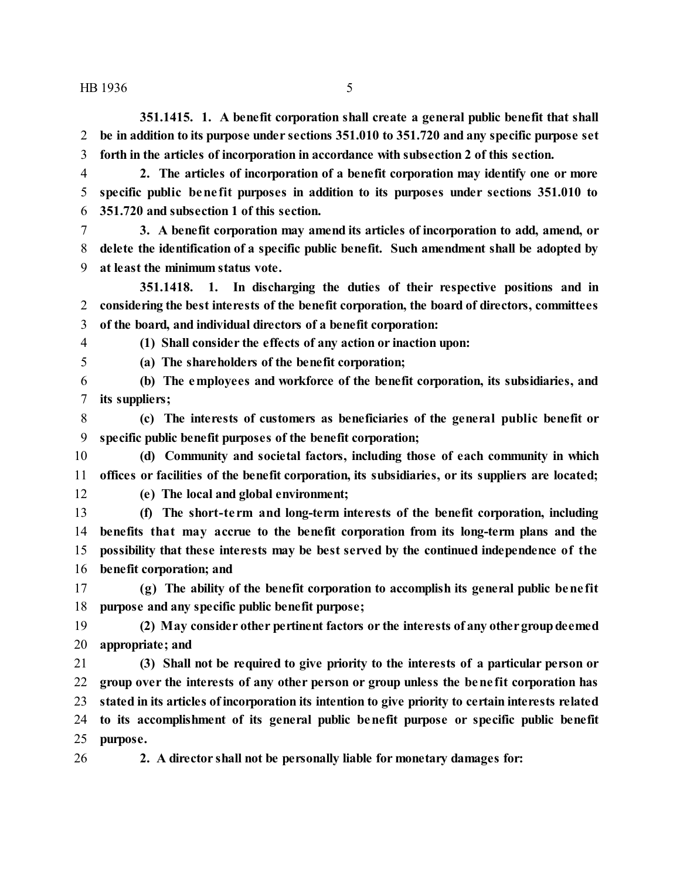**351.1415. 1. A benefit corporation shall create a general public benefit that shall be in addition to its purpose under sections 351.010 to 351.720 and any specific purpose set forth in the articles of incorporation in accordance with subsection 2 of this section.**

**2. The articles of incorporation of a benefit corporation may identify one or more specific public benefit purposes in addition to its purposes under sections 351.010 to 351.720 and subsection 1 of this section.**

**3. A benefit corporation may amend its articles of incorporation to add, amend, or delete the identification of a specific public benefit. Such amendment shall be adopted by at least the minimum status vote.**

**351.1418. 1. In discharging the duties of their respective positions and in considering the best interests of the benefit corporation, the board of directors, committees of the board, and individual directors of a benefit corporation:**

**(1) Shall consider the effects of any action or inaction upon:**

**(a) The shareholders of the benefit corporation;**

**(b) The employees and workforce of the benefit corporation, its subsidiaries, and its suppliers;**

**(c) The interests of customers as beneficiaries of the general public benefit or specific public benefit purposes of the benefit corporation;**

**(d) Community and societal factors, including those of each community in which offices or facilities of the benefit corporation, its subsidiaries, or its suppliers are located;**

**(e) The local and global environment;**

**(f) The short-term and long-term interests of the benefit corporation, including benefits that may accrue to the benefit corporation from its long-term plans and the possibility that these interests may be best served by the continued independence of the benefit corporation; and**

**(g) The ability of the benefit corporation to accomplish its general public benefit purpose and any specific public benefit purpose;**

**(2) May consider other pertinent factors or the interests of any other group deemed appropriate; and**

**(3) Shall not be required to give priority to the interests of a particular person or group over the interests of any other person or group unless the benefit corporation has stated in its articles of incorporation its intention to give priority to certain interests related to its accomplishment of its general public benefit purpose or specific public benefit purpose.**

**2. A director shall not be personally liable for monetary damages for:**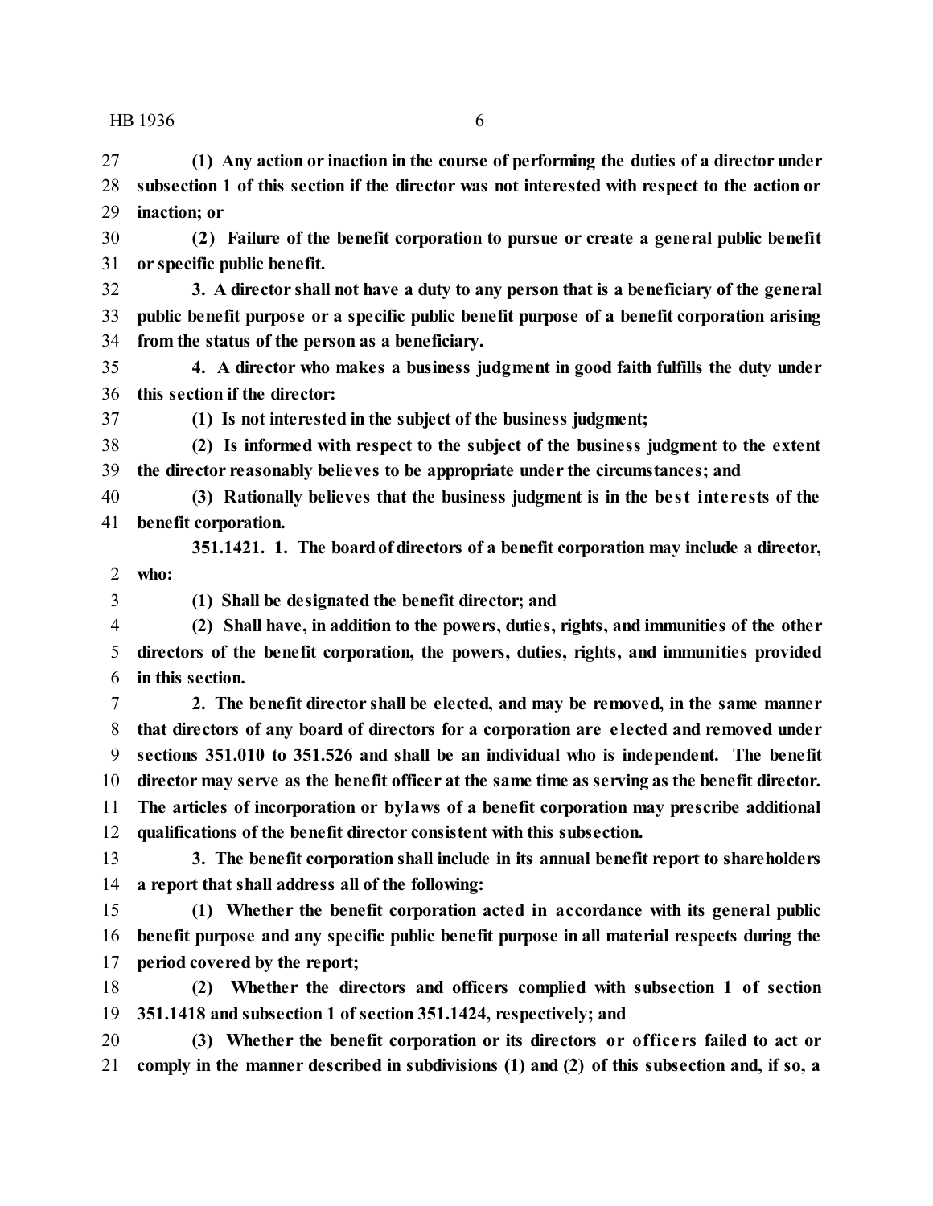**(1) Any action or inaction in the course of performing the duties of a director under subsection 1 of this section if the director was not interested with respect to the action or inaction; or**

**(2) Failure of the benefit corporation to pursue or create a general public benefit or specific public benefit.**

**3. A director shall not have a duty to any person that is a beneficiary of the general public benefit purpose or a specific public benefit purpose of a benefit corporation arising from the status of the person as a beneficiary.**

**4. A director who makes a business judgment in good faith fulfills the duty under this section if the director:**

**(1) Is not interested in the subject of the business judgment;**

**(2) Is informed with respect to the subject of the business judgment to the extent the director reasonably believes to be appropriate under the circumstances; and**

**(3) Rationally believes that the business judgment is in the best interests of the benefit corporation.**

**351.1421. 1. The board of directors of a benefit corporation may include a director, who:**

**(1) Shall be designated the benefit director; and**

**(2) Shall have, in addition to the powers, duties, rights, and immunities of the other directors of the benefit corporation, the powers, duties, rights, and immunities provided in this section.**

**2. The benefit director shall be elected, and may be removed, in the same manner that directors of any board of directors for a corporation are elected and removed under sections 351.010 to 351.526 and shall be an individual who is independent. The benefit director may serve as the benefit officer at the same time as serving as the benefit director. The articles of incorporation or bylaws of a benefit corporation may prescribe additional qualifications of the benefit director consistent with this subsection.**

**3. The benefit corporation shall include in its annual benefit report to shareholders a report that shall address all of the following:**

**(1) Whether the benefit corporation acted in accordance with its general public benefit purpose and any specific public benefit purpose in all material respects during the period covered by the report;**

**(2) Whether the directors and officers complied with subsection 1 of section 351.1418 and subsection 1 of section 351.1424, respectively; and**

**(3) Whether the benefit corporation or its directors or officers failed to act or comply in the manner described in subdivisions (1) and (2) of this subsection and, if so, a**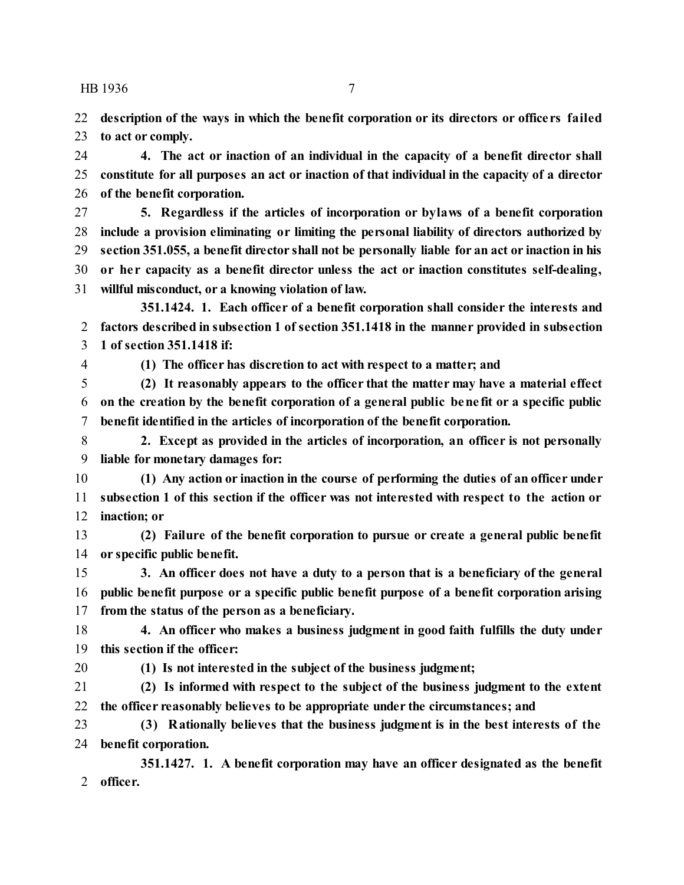**description of the ways in which the benefit corporation or its directors or officers failed to act or comply.**

**4. The act or inaction of an individual in the capacity of a benefit director shall constitute for all purposes an act or inaction of that individual in the capacity of a director of the benefit corporation.**

**5. Regardless if the articles of incorporation or bylaws of a benefit corporation include a provision eliminating or limiting the personal liability of directors authorized by section 351.055, a benefit director shall not be personally liable for an act or inaction in his or her capacity as a benefit director unless the act or inaction constitutes self-dealing, willful misconduct, or a knowing violation of law.**

**351.1424. 1. Each officer of a benefit corporation shall consider the interests and factors described in subsection 1 of section 351.1418 in the manner provided in subsection 1 of section 351.1418 if:**

**(1) The officer has discretion to act with respect to a matter; and**

**(2) It reasonably appears to the officer that the matter may have a material effect on the creation by the benefit corporation of a general public benefit or a specific public benefit identified in the articles of incorporation of the benefit corporation.**

**2. Except as provided in the articles of incorporation, an officer is not personally liable for monetary damages for:**

**(1) Any action or inaction in the course of performing the duties of an officer under subsection 1 of this section if the officer was not interested with respect to the action or inaction; or**

**(2) Failure of the benefit corporation to pursue or create a general public benefit or specific public benefit.**

**3. An officer does not have a duty to a person that is a beneficiary of the general public benefit purpose or a specific public benefit purpose of a benefit corporation arising from the status of the person as a beneficiary.**

**4. An officer who makes a business judgment in good faith fulfills the duty under this section if the officer:**

**(1) Is not interested in the subject of the business judgment;**

**(2) Is informed with respect to the subject of the business judgment to the extent the officer reasonably believes to be appropriate under the circumstances; and**

**(3) Rationally believes that the business judgment is in the best interests of the benefit corporation.**

**351.1427. 1. A benefit corporation may have an officer designated as the benefit officer.**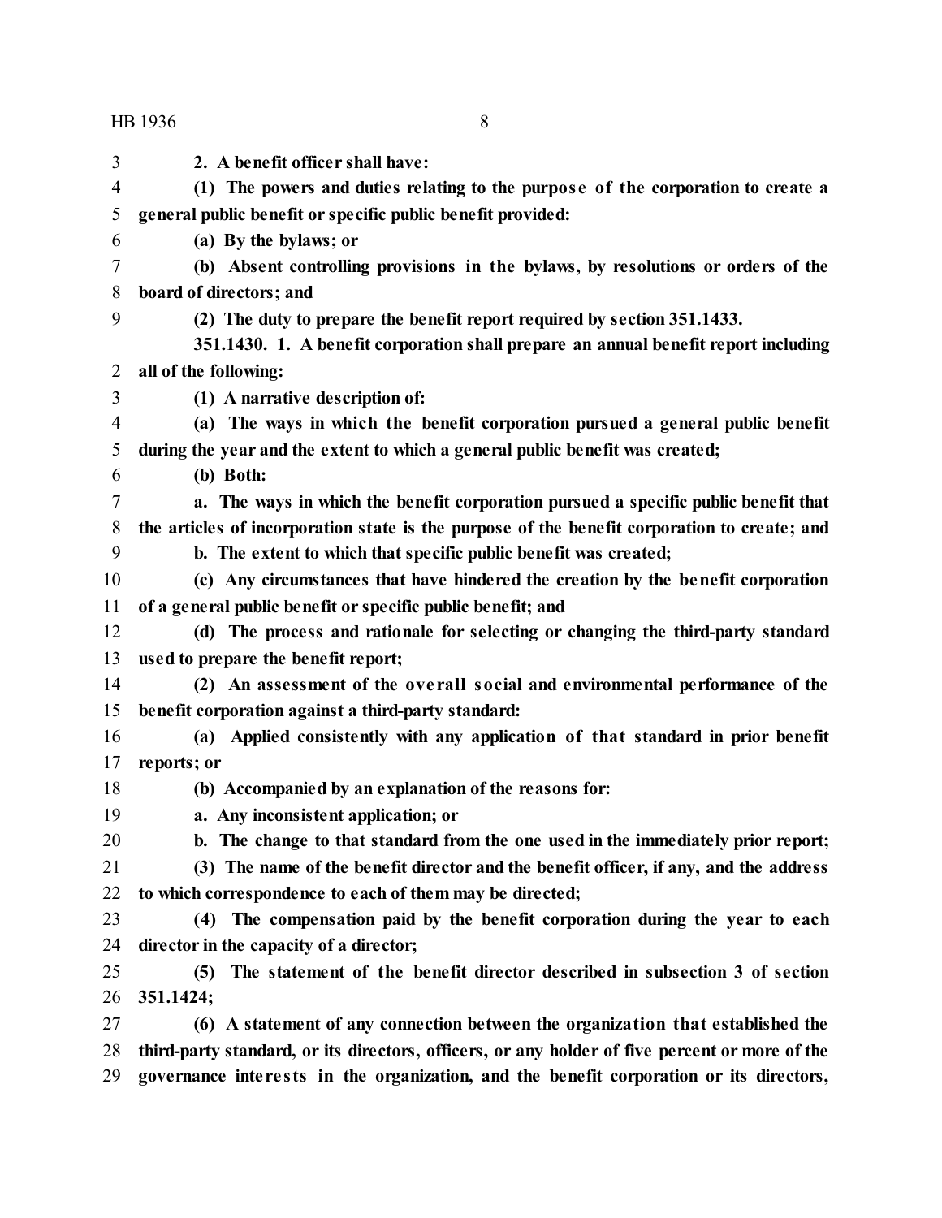**2. A benefit officer shall have:**

**(1) The powers and duties relating to the purpose of the corporation to create a general public benefit or specific public benefit provided:**

**(a) By the bylaws; or**

**(b) Absent controlling provisions in the bylaws, by resolutions or orders of the board of directors; and**

**(2) The duty to prepare the benefit report required by section 351.1433.**

**351.1430. 1. A benefit corporation shall prepare an annual benefit report including all of the following:**

**(1) A narrative description of:**

**(a) The ways in which the benefit corporation pursued a general public benefit during the year and the extent to which a general public benefit was created;**

**(b) Both:**

**a. The ways in which the benefit corporation pursued a specific public benefit that the articles of incorporation state is the purpose of the benefit corporation to create; and**

**b. The extent to which that specific public benefit was created;**

**(c) Any circumstances that have hindered the creation by the benefit corporation of a general public benefit or specific public benefit; and**

**(d) The process and rationale for selecting or changing the third-party standard used to prepare the benefit report;**

**(2) An assessment of the overall social and environmental performance of the benefit corporation against a third-party standard:**

**(a) Applied consistently with any application of that standard in prior benefit reports; or**

**(b) Accompanied by an explanation of the reasons for:**

**a. Any inconsistent application; or**

**b. The change to that standard from the one used in the immediately prior report;**

**(3) The name of the benefit director and the benefit officer, if any, and the address to which correspondence to each of them may be directed;**

**(4) The compensation paid by the benefit corporation during the year to each director in the capacity of a director;**

**(5) The statement of the benefit director described in subsection 3 of section 351.1424;**

**(6) A statement of any connection between the organization that established the third-party standard, or its directors, officers, or any holder of five percent or more of the governance interests in the organization, and the benefit corporation or its directors,**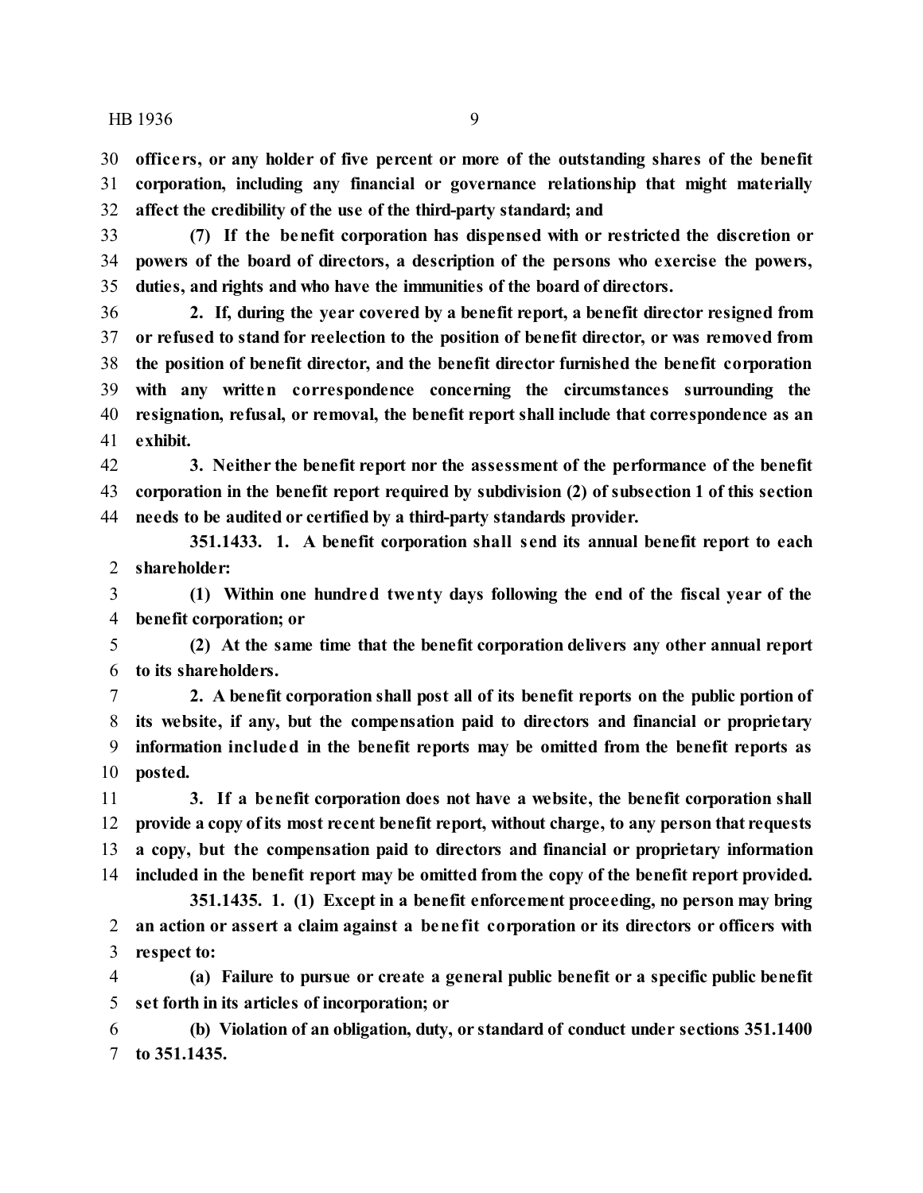**officers, or any holder of five percent or more of the outstanding shares of the benefit corporation, including any financial or governance relationship that might materially affect the credibility of the use of the third-party standard; and**

**(7) If the benefit corporation has dispensed with or restricted the discretion or powers of the board of directors, a description of the persons who exercise the powers, duties, and rights and who have the immunities of the board of directors.**

**2. If, during the year covered by a benefit report, a benefit director resigned from or refused to stand for reelection to the position of benefit director, or was removed from the position of benefit director, and the benefit director furnished the benefit corporation with any written correspondence concerning the circumstances surrounding the resignation, refusal, or removal, the benefit report shall include that correspondence as an exhibit.**

**3. Neither the benefit report nor the assessment of the performance of the benefit corporation in the benefit report required by subdivision (2) of subsection 1 of this section needs to be audited or certified by a third-party standards provider.**

**351.1433. 1. A benefit corporation shall send its annual benefit report to each shareholder:**

**(1) Within one hundred twenty days following the end of the fiscal year of the benefit corporation; or**

**(2) At the same time that the benefit corporation delivers any other annual report to its shareholders.**

**2. A benefit corporation shall post all of its benefit reports on the public portion of its website, if any, but the compensation paid to directors and financial or proprietary information included in the benefit reports may be omitted from the benefit reports as posted.**

**3. If a benefit corporation does not have a website, the benefit corporation shall provide a copy of its most recent benefit report, without charge, to any person that requests a copy, but the compensation paid to directors and financial or proprietary information included in the benefit report may be omitted from the copy of the benefit report provided.**

**351.1435. 1. (1) Except in a benefit enforcement proceeding, no person may bring an action or assert a claim against a benefit corporation or its directors or officers with respect to:**

**(a) Failure to pursue or create a general public benefit or a specific public benefit set forth in its articles of incorporation; or**

**(b) Violation of an obligation, duty, or standard of conduct under sections 351.1400 to 351.1435.**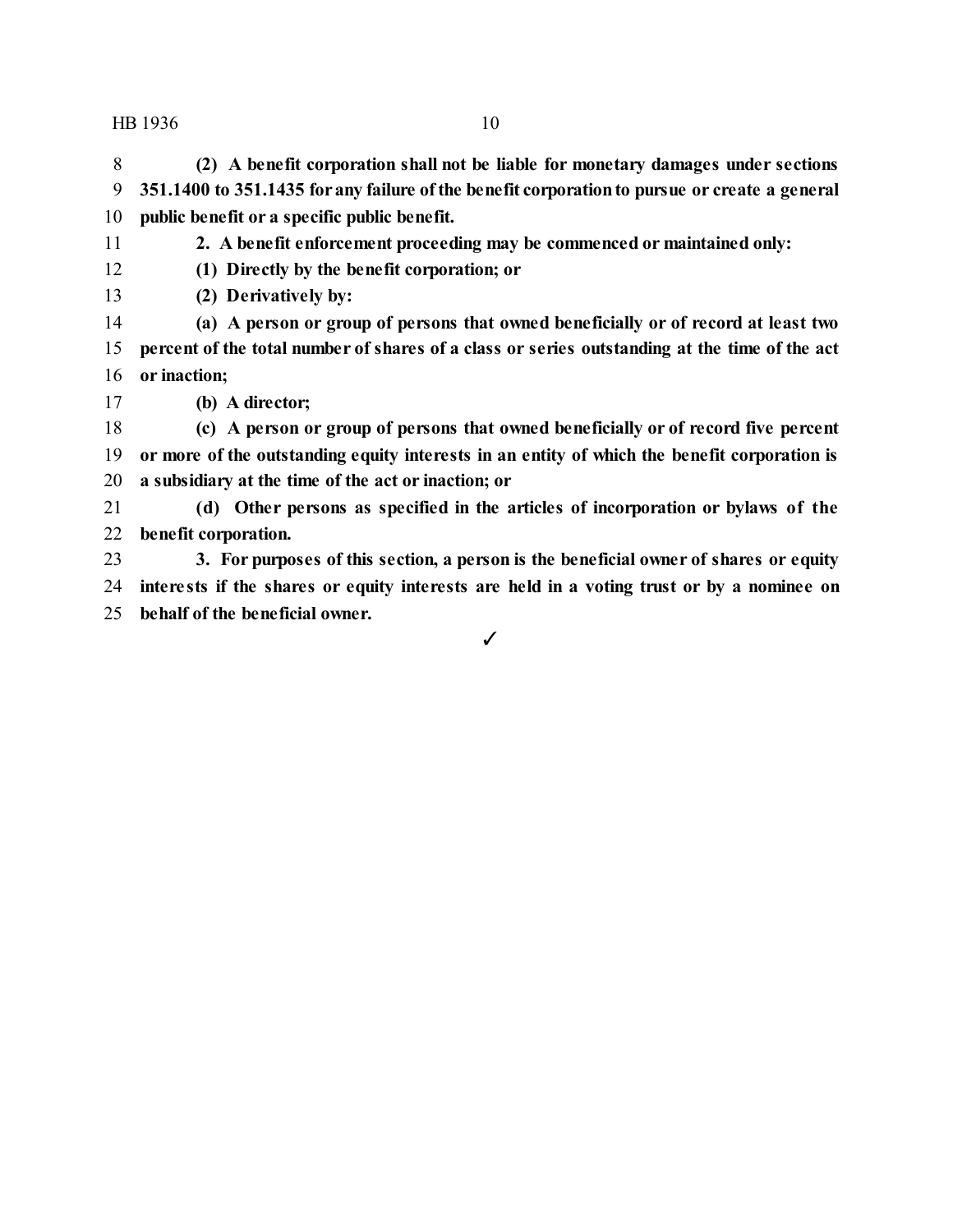**(2) A benefit corporation shall not be liable for monetary damages under sections 351.1400 to 351.1435 for any failure of the benefit corporation to pursue or create a general public benefit or a specific public benefit.**

**2. A benefit enforcement proceeding may be commenced or maintained only:**

**(1) Directly by the benefit corporation; or**

**(2) Derivatively by:**

**(a) A person or group of persons that owned beneficially or of record at least two percent of the total number of shares of a class or series outstanding at the time of the act or inaction;**

**(b) A director;**

**(c) A person or group of persons that owned beneficially or of record five percent or more of the outstanding equity interests in an entity of which the benefit corporation is a subsidiary at the time of the act or inaction; or**

**(d) Other persons as specified in the articles of incorporation or bylaws of the benefit corporation.**

**3. For purposes of this section, a person is the beneficial owner of shares or equity interests if the shares or equity interests are held in a voting trust or by a nominee on behalf of the beneficial owner.**

✓